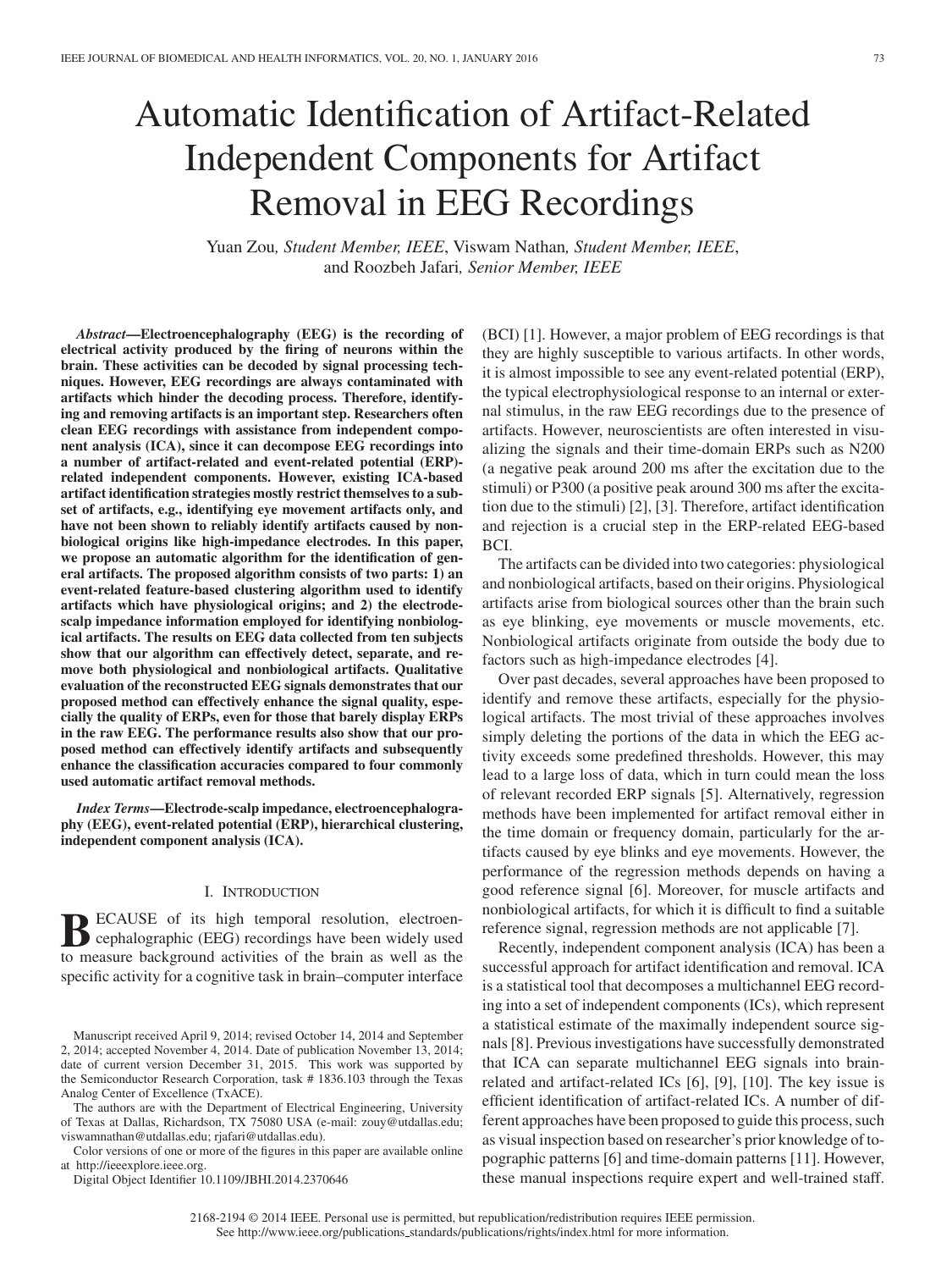# Automatic Identification of Artifact-Related Independent Components for Artifact Removal in EEG Recordings

Yuan Zou, *Student Member, IEEE*, Viswam Nathan, *Student Member, IEEE*, and Roozbeh Jafari, *Senior Member, IEEE*

***Abstract*—Electroencephalography (EEG) is the recording of electrical activity produced by the firing of neurons within the brain. These activities can be decoded by signal processing techniques. However, EEG recordings are always contaminated with artifacts which hinder the decoding process. Therefore, identifying and removing artifacts is an important step. Researchers often clean EEG recordings with assistance from independent component analysis (ICA), since it can decompose EEG recordings into a number of artifact-related and event-related potential (ERP)-related independent components. However, existing ICA-based artifact identification strategies mostly restrict themselves to a subset of artifacts, e.g., identifying eye movement artifacts only, and have not been shown to reliably identify artifacts caused by nonbiological origins like high-impedance electrodes. In this paper, we propose an automatic algorithm for the identification of general artifacts. The proposed algorithm consists of two parts: 1) an event-related feature-based clustering algorithm used to identify artifacts which have physiological origins; and 2) the electrode-scalp impedance information employed for identifying nonbiological artifacts. The results on EEG data collected from ten subjects show that our algorithm can effectively detect, separate, and remove both physiological and nonbiological artifacts. Qualitative evaluation of the reconstructed EEG signals demonstrates that our proposed method can effectively enhance the signal quality, especially the quality of ERPs, even for those that barely display ERPs in the raw EEG. The performance results also show that our proposed method can effectively identify artifacts and subsequently enhance the classification accuracies compared to four commonly used automatic artifact removal methods.**

***Index Terms*—Electrode-scalp impedance, electroencephalography (EEG), event-related potential (ERP), hierarchical clustering, independent component analysis (ICA).**

## I. Introduction

Because of its high temporal resolution, electroencephalographic (EEG) recordings have been widely used to measure background activities of the brain as well as the specific activity for a cognitive task in brain–computer interface (BCI) [1]. However, a major problem of EEG recordings is that they are highly susceptible to various artifacts. In other words, it is almost impossible to see any event-related potential (ERP), the typical electrophysiological response to an internal or external stimulus, in the raw EEG recordings due to the presence of artifacts. However, neuroscientists are often interested in visualizing the signals and their time-domain ERPs such as N200 (a negative peak around 200 ms after the excitation due to the stimuli) or P300 (a positive peak around 300 ms after the excitation due to the stimuli) [2], [3]. Therefore, artifact identification and rejection is a crucial step in the ERP-related EEG-based BCI.

The artifacts can be divided into two categories: physiological and nonbiological artifacts, based on their origins. Physiological artifacts arise from biological sources other than the brain such as eye blinking, eye movements or muscle movements, etc. Nonbiological artifacts originate from outside the body due to factors such as high-impedance electrodes [4].

Over past decades, several approaches have been proposed to identify and remove these artifacts, especially for the physiological artifacts. The most trivial of these approaches involves simply deleting the portions of the data in which the EEG activity exceeds some predefined thresholds. However, this may lead to a large loss of data, which in turn could mean the loss of relevant recorded ERP signals [5]. Alternatively, regression methods have been implemented for artifact removal either in the time domain or frequency domain, particularly for the artifacts caused by eye blinks and eye movements. However, the performance of the regression methods depends on having a good reference signal [6]. Moreover, for muscle artifacts and nonbiological artifacts, for which it is difficult to find a suitable reference signal, regression methods are not applicable [7].

Recently, independent component analysis (ICA) has been a successful approach for artifact identification and removal. ICA is a statistical tool that decomposes a multichannel EEG recording into a set of independent components (ICs), which represent a statistical estimate of the maximally independent source signals [8]. Previous investigations have successfully demonstrated that ICA can separate multichannel EEG signals into brain-related and artifact-related ICs [6], [9], [10]. The key issue is efficient identification of artifact-related ICs. A number of different approaches have been proposed to guide this process, such as visual inspection based on researcher's prior knowledge of topographic patterns [6] and time-domain patterns [11]. However, these manual inspections require expert and well-trained staff.

Manuscript received April 9, 2014; revised October 14, 2014 and September 2, 2014; accepted November 4, 2014. Date of publication November 13, 2014; date of current version December 31, 2015. This work was supported by the Semiconductor Research Corporation, task # 1836.103 through the Texas Analog Center of Excellence (TxACE).

The authors are with the Department of Electrical Engineering, University of Texas at Dallas, Richardson, TX 75080 USA (e-mail: zouy@utdallas.edu; viswamnathan@utdallas.edu; rjafari@utdallas.edu).

Color versions of one or more of the figures in this paper are available online at http://ieeexplore.ieee.org.

Digital Object Identifier 10.1109/JBHI.2014.2370646

2168-2194 © 2014 IEEE. Personal use is permitted, but republication/redistribution requires IEEE permission. See http://www.ieee.org/publications_standards/publications/rights/index.html for more information.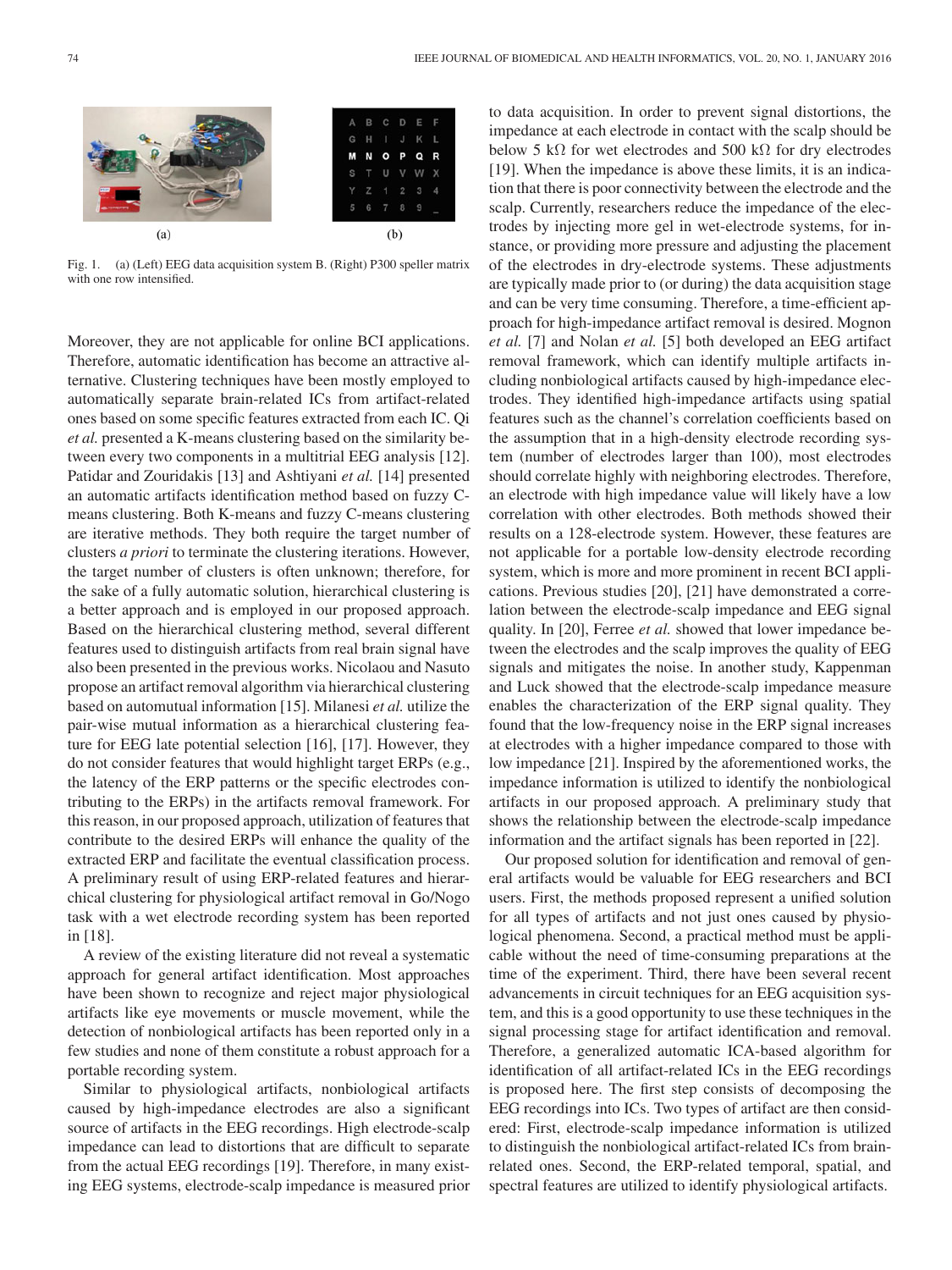Fig. 1. (a) (Left) EEG data acquisition system B. (Right) P300 speller matrix with one row intensified.

Moreover, they are not applicable for online BCI applications. Therefore, automatic identification has become an attractive alternative. Clustering techniques have been mostly employed to automatically separate brain-related ICs from artifact-related ones based on some specific features extracted from each IC. Qi *et al.* presented a K-means clustering based on the similarity between every two components in a multitrial EEG analysis [12]. Patidar and Zouridakis [13] and Ashtiyani *et al.* [14] presented an automatic artifacts identification method based on fuzzy C-means clustering. Both K-means and fuzzy C-means clustering are iterative methods. They both require the target number of clusters *a priori* to terminate the clustering iterations. However, the target number of clusters is often unknown; therefore, for the sake of a fully automatic solution, hierarchical clustering is a better approach and is employed in our proposed approach. Based on the hierarchical clustering method, several different features used to distinguish artifacts from real brain signal have also been presented in the previous works. Nicolaou and Nasuto propose an artifact removal algorithm via hierarchical clustering based on automutual information [15]. Milanesi *et al.* utilize the pair-wise mutual information as a hierarchical clustering feature for EEG late potential selection [16], [17]. However, they do not consider features that would highlight target ERPs (e.g., the latency of the ERP patterns or the specific electrodes contributing to the ERPs) in the artifacts removal framework. For this reason, in our proposed approach, utilization of features that contribute to the desired ERPs will enhance the quality of the extracted ERP and facilitate the eventual classification process. A preliminary result of using ERP-related features and hierarchical clustering for physiological artifact removal in Go/Nogo task with a wet electrode recording system has been reported in [18].

A review of the existing literature did not reveal a systematic approach for general artifact identification. Most approaches have been shown to recognize and reject major physiological artifacts like eye movements or muscle movement, while the detection of nonbiological artifacts has been reported only in a few studies and none of them constitute a robust approach for a portable recording system.

Similar to physiological artifacts, nonbiological artifacts caused by high-impedance electrodes are also a significant source of artifacts in the EEG recordings. High electrode-scalp impedance can lead to distortions that are difficult to separate from the actual EEG recordings [19]. Therefore, in many existing EEG systems, electrode-scalp impedance is measured prior to data acquisition. In order to prevent signal distortions, the impedance at each electrode in contact with the scalp should be below 5 kΩ for wet electrodes and 500 kΩ for dry electrodes [19]. When the impedance is above these limits, it is an indication that there is poor connectivity between the electrode and the scalp. Currently, researchers reduce the impedance of the electrodes by injecting more gel in wet-electrode systems, for instance, or providing more pressure and adjusting the placement of the electrodes in dry-electrode systems. These adjustments are typically made prior to (or during) the data acquisition stage and can be very time consuming. Therefore, a time-efficient approach for high-impedance artifact removal is desired. Mognon *et al.* [7] and Nolan *et al.* [5] both developed an EEG artifact removal framework, which can identify multiple artifacts including nonbiological artifacts caused by high-impedance electrodes. They identified high-impedance artifacts using spatial features such as the channel's correlation coefficients based on the assumption that in a high-density electrode recording system (number of electrodes larger than 100), most electrodes should correlate highly with neighboring electrodes. Therefore, an electrode with high impedance value will likely have a low correlation with other electrodes. Both methods showed their results on a 128-electrode system. However, these features are not applicable for a portable low-density electrode recording system, which is more and more prominent in recent BCI applications. Previous studies [20], [21] have demonstrated a correlation between the electrode-scalp impedance and EEG signal quality. In [20], Ferree *et al.* showed that lower impedance between the electrodes and the scalp improves the quality of EEG signals and mitigates the noise. In another study, Kappenman and Luck showed that the electrode-scalp impedance measure enables the characterization of the ERP signal quality. They found that the low-frequency noise in the ERP signal increases at electrodes with a higher impedance compared to those with low impedance [21]. Inspired by the aforementioned works, the impedance information is utilized to identify the nonbiological artifacts in our proposed approach. A preliminary study that shows the relationship between the electrode-scalp impedance information and the artifact signals has been reported in [22].

Our proposed solution for identification and removal of general artifacts would be valuable for EEG researchers and BCI users. First, the methods proposed represent a unified solution for all types of artifacts and not just ones caused by physiological phenomena. Second, a practical method must be applicable without the need of time-consuming preparations at the time of the experiment. Third, there have been several recent advancements in circuit techniques for an EEG acquisition system, and this is a good opportunity to use these techniques in the signal processing stage for artifact identification and removal. Therefore, a generalized automatic ICA-based algorithm for identification of all artifact-related ICs in the EEG recordings is proposed here. The first step consists of decomposing the EEG recordings into ICs. Two types of artifact are then considered: First, electrode-scalp impedance information is utilized to distinguish the nonbiological artifact-related ICs from brain-related ones. Second, the ERP-related temporal, spatial, and spectral features are utilized to identify physiological artifacts.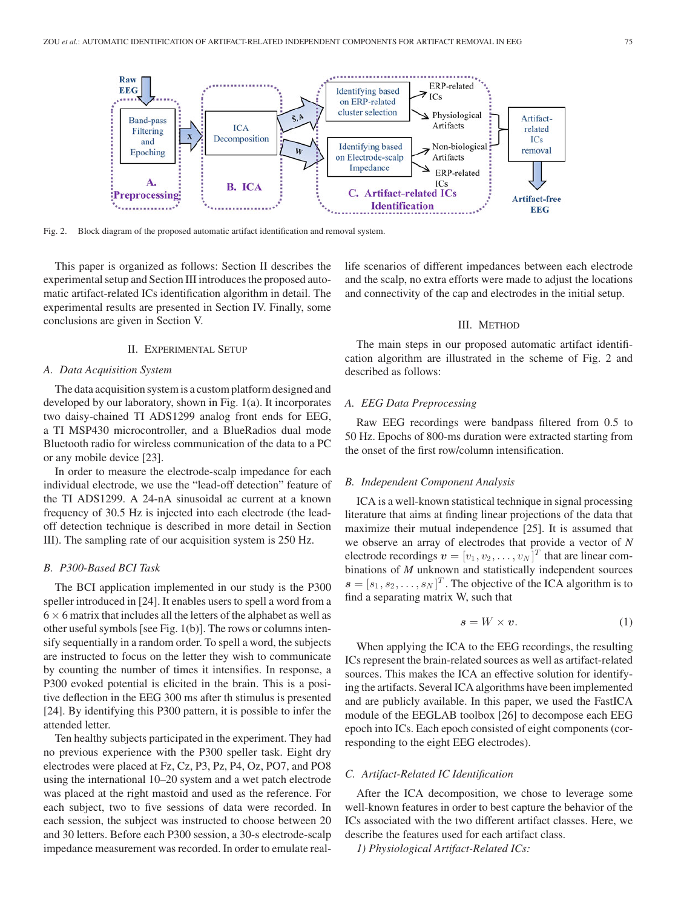Fig. 2. Block diagram of the proposed automatic artifact identification and removal system.

This paper is organized as follows: Section II describes the experimental setup and Section III introduces the proposed automatic artifact-related ICs identification algorithm in detail. The experimental results are presented in Section IV. Finally, some conclusions are given in Section V.

## II. Experimental Setup

### A. Data Acquisition System

The data acquisition system is a custom platform designed and developed by our laboratory, shown in Fig. 1(a). It incorporates two daisy-chained TI ADS1299 analog front ends for EEG, a TI MSP430 microcontroller, and a BlueRadios dual mode Bluetooth radio for wireless communication of the data to a PC or any mobile device [23].

In order to measure the electrode-scalp impedance for each individual electrode, we use the "lead-off detection" feature of the TI ADS1299. A 24-nA sinusoidal ac current at a known frequency of 30.5 Hz is injected into each electrode (the lead-off detection technique is described in more detail in Section III). The sampling rate of our acquisition system is 250 Hz.

### B. P300-Based BCI Task

The BCI application implemented in our study is the P300 speller introduced in [24]. It enables users to spell a word from a $6 \times 6$ matrix that includes all the letters of the alphabet as well as other useful symbols [see Fig. 1(b)]. The rows or columns intensify sequentially in a random order. To spell a word, the subjects are instructed to focus on the letter they wish to communicate by counting the number of times it intensifies. In response, a P300 evoked potential is elicited in the brain. This is a positive deflection in the EEG 300 ms after th stimulus is presented [24]. By identifying this P300 pattern, it is possible to infer the attended letter.

Ten healthy subjects participated in the experiment. They had no previous experience with the P300 speller task. Eight dry electrodes were placed at Fz, Cz, P3, Pz, P4, Oz, PO7, and PO8 using the international 10–20 system and a wet patch electrode was placed at the right mastoid and used as the reference. For each subject, two to five sessions of data were recorded. In each session, the subject was instructed to choose between 20 and 30 letters. Before each P300 session, a 30-s electrode-scalp impedance measurement was recorded. In order to emulate real-life scenarios of different impedances between each electrode and the scalp, no extra efforts were made to adjust the locations and connectivity of the cap and electrodes in the initial setup.

## III. Method

The main steps in our proposed automatic artifact identification algorithm are illustrated in the scheme of Fig. 2 and described as follows:

### A. EEG Data Preprocessing

Raw EEG recordings were bandpass filtered from 0.5 to 50 Hz. Epochs of 800-ms duration were extracted starting from the onset of the first row/column intensification.

### B. Independent Component Analysis

ICA is a well-known statistical technique in signal processing literature that aims at finding linear projections of the data that maximize their mutual independence [25]. It is assumed that we observe an array of electrodes that provide a vector of *N* electrode recordings $\boldsymbol{v} = [v_1, v_2, \ldots, v_N]^T$ that are linear combinations of *M* unknown and statistically independent sources $\boldsymbol{s} = [s_1, s_2, \ldots, s_N]^T$. The objective of the ICA algorithm is to find a separating matrix W, such that

$$\boldsymbol{s} = W \times \boldsymbol{v}. \tag{1}$$

When applying the ICA to the EEG recordings, the resulting ICs represent the brain-related sources as well as artifact-related sources. This makes the ICA an effective solution for identifying the artifacts. Several ICA algorithms have been implemented and are publicly available. In this paper, we used the FastICA module of the EEGLAB toolbox [26] to decompose each EEG epoch into ICs. Each epoch consisted of eight components (corresponding to the eight EEG electrodes).

### C. Artifact-Related IC Identification

After the ICA decomposition, we chose to leverage some well-known features in order to best capture the behavior of the ICs associated with the two different artifact classes. Here, we describe the features used for each artifact class.

*1) Physiological Artifact-Related ICs:*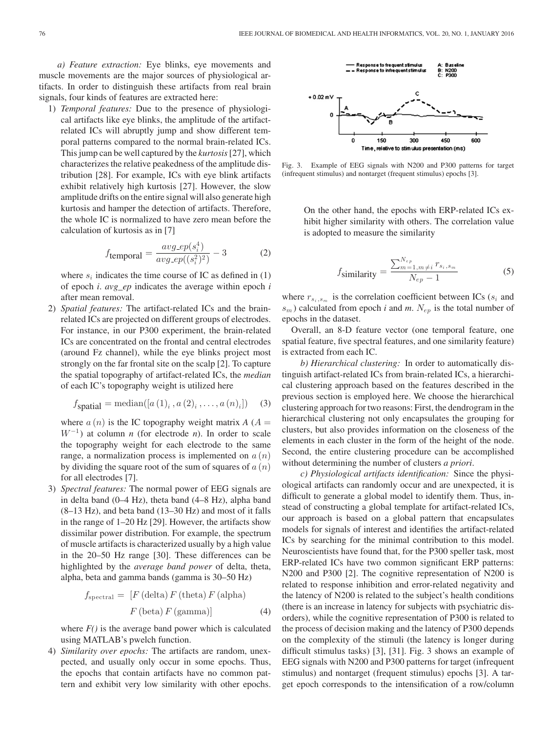*a) Feature extraction:* Eye blinks, eye movements and muscle movements are the major sources of physiological artifacts. In order to distinguish these artifacts from real brain signals, four kinds of features are extracted here:

1) *Temporal features:* Due to the presence of physiological artifacts like eye blinks, the amplitude of the artifact-related ICs will abruptly jump and show different temporal patterns compared to the normal brain-related ICs. This jump can be well captured by the *kurtosis* [27], which characterizes the relative peakedness of the amplitude distribution [28]. For example, ICs with eye blink artifacts exhibit relatively high kurtosis [27]. However, the slow amplitude drifts on the entire signal will also generate high kurtosis and hamper the detection of artifacts. Therefore, the whole IC is normalized to have zero mean before the calculation of kurtosis as in [7]

$$f_{\text{temporal}} = \frac{avg\_ep(s_i^4)}{avg\_ep((s_i^2)^2)} - 3 \tag{2}$$

where $s_i$ indicates the time course of IC as defined in (1) of epoch *i*. *avg_ep* indicates the average within epoch *i* after mean removal.

2) *Spatial features:* The artifact-related ICs and the brain-related ICs are projected on different groups of electrodes. For instance, in our P300 experiment, the brain-related ICs are concentrated on the frontal and central electrodes (around Fz channel), while the eye blinks project most strongly on the far frontal site on the scalp [2]. To capture the spatial topography of artifact-related ICs, the *median* of each IC's topography weight is utilized here

$$f_{\text{spatial}} = \text{median}([a\,(1)_i\,, a\,(2)_i\,, \ldots, a\,(n)_i]) \tag{3}$$

where $a\,(n)$ is the IC topography weight matrix *A* ($A = W^{-1}$) at column *n* (for electrode *n*). In order to scale the topography weight for each electrode to the same range, a normalization process is implemented on $a\,(n)$ by dividing the square root of the sum of squares of $a\,(n)$ for all electrodes [7].

3) *Spectral features:* The normal power of EEG signals are in delta band (0–4 Hz), theta band (4–8 Hz), alpha band (8–13 Hz), and beta band (13–30 Hz) and most of it falls in the range of 1–20 Hz [29]. However, the artifacts show dissimilar power distribution. For example, the spectrum of muscle artifacts is characterized usually by a high value in the 20–50 Hz range [30]. These differences can be highlighted by the *average band power* of delta, theta, alpha, beta and gamma bands (gamma is 30–50 Hz)

$$\begin{aligned} f_{\text{spectral}} = \; & [F\,(\text{delta})\, F\,(\text{theta})\, F\,(\text{alpha}) \\ & F\,(\text{beta})\, F\,(\text{gamma})] \end{aligned} \tag{4}$$

where *F()* is the average band power which is calculated using MATLAB's pwelch function.

4) *Similarity over epochs:* The artifacts are random, unexpected, and usually only occur in some epochs. Thus, the epochs that contain artifacts have no common pattern and exhibit very low similarity with other epochs. On the other hand, the epochs with ERP-related ICs exhibit higher similarity with others. The correlation value is adopted to measure the similarity

$$f_{\text{similarity}} = \frac{\sum_{m=1, m \neq i}^{N_{ep}} r_{s_i, s_m}}{N_{ep} - 1} \tag{5}$$

where $r_{s_i, s_m}$ is the correlation coefficient between ICs ($s_i$ and $s_m$) calculated from epoch *i* and *m*. $N_{ep}$ is the total number of epochs in the dataset.

Overall, an 8-D feature vector (one temporal feature, one spatial feature, five spectral features, and one similarity feature) is extracted from each IC.

*b) Hierarchical clustering:* In order to automatically distinguish artifact-related ICs from brain-related ICs, a hierarchical clustering approach based on the features described in the previous section is employed here. We choose the hierarchical clustering approach for two reasons: First, the dendrogram in the hierarchical clustering not only encapsulates the grouping for clusters, but also provides information on the closeness of the elements in each cluster in the form of the height of the node. Second, the entire clustering procedure can be accomplished without determining the number of clusters *a priori*.

*c) Physiological artifacts identification:* Since the physiological artifacts can randomly occur and are unexpected, it is difficult to generate a global model to identify them. Thus, instead of constructing a global template for artifact-related ICs, our approach is based on a global pattern that encapsulates models for signals of interest and identifies the artifact-related ICs by searching for the minimal contribution to this model. Neuroscientists have found that, for the P300 speller task, most ERP-related ICs have two common significant ERP patterns: N200 and P300 [2]. The cognitive representation of N200 is related to response inhibition and error-related negativity and the latency of N200 is related to the subject's health conditions (there is an increase in latency for subjects with psychiatric disorders), while the cognitive representation of P300 is related to the process of decision making and the latency of P300 depends on the complexity of the stimuli (the latency is longer during difficult stimulus tasks) [3], [31]. Fig. 3 shows an example of EEG signals with N200 and P300 patterns for target (infrequent stimulus) and nontarget (frequent stimulus) epochs [3]. A target epoch corresponds to the intensification of a row/column

Fig. 3. Example of EEG signals with N200 and P300 patterns for target (infrequent stimulus) and nontarget (frequent stimulus) epochs [3].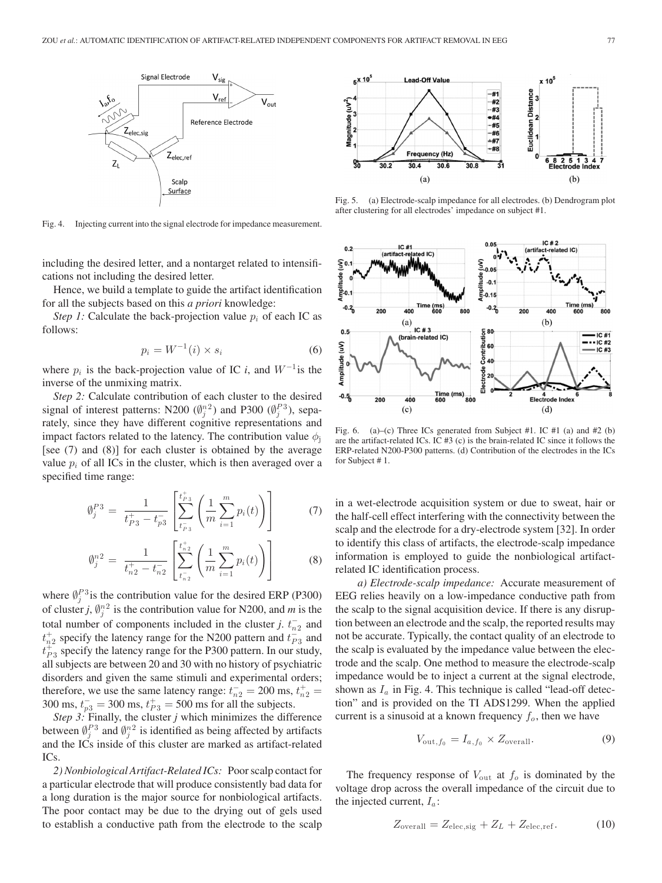Fig. 4. Injecting current into the signal electrode for impedance measurement.

Fig. 5. (a) Electrode-scalp impedance for all electrodes. (b) Dendrogram plot after clustering for all electrodes' impedance on subject #1.

Fig. 6. (a)–(c) Three ICs generated from Subject #1. IC #1 (a) and #2 (b) are the artifact-related ICs. IC #3 (c) is the brain-related IC since it follows the ERP-related N200-P300 patterns. (d) Contribution of the electrodes in the ICs for Subject # 1.

including the desired letter, and a nontarget related to intensifications not including the desired letter.

Hence, we build a template to guide the artifact identification for all the subjects based on this *a priori* knowledge:

*Step 1:* Calculate the back-projection value $p_i$ of each IC as follows:

$$p_i = W^{-1}(i) \times s_i \tag{6}$$

where $p_i$ is the back-projection value of IC *i*, and $W^{-1}$is the inverse of the unmixing matrix.

*Step 2:* Calculate contribution of each cluster to the desired signal of interest patterns: N200 ($\emptyset_j^{n2}$) and P300 ($\emptyset_j^{P3}$), separately, since they have different cognitive representations and impact factors related to the latency. The contribution value $\phi_j$ [see (7) and (8)] for each cluster is obtained by the average value $p_i$ of all ICs in the cluster, which is then averaged over a specified time range:

$$\emptyset_j^{P3} = \frac{1}{t_{P3}^{+} - t_{p3}^{-}}\left[\sum_{t_{P3}^{-}}^{t_{P3}^{+}}\left(\frac{1}{m}\sum_{i=1}^{m} p_i(t)\right)\right] \tag{7}$$

$$\emptyset_j^{n2} = \frac{1}{t_{n2}^{+} - t_{n2}^{-}}\left[\sum_{t_{n2}^{-}}^{t_{n2}^{+}}\left(\frac{1}{m}\sum_{i=1}^{m} p_i(t)\right)\right] \tag{8}$$

where $\emptyset_j^{P3}$is the contribution value for the desired ERP (P300) of cluster *j*, $\emptyset_j^{n2}$ is the contribution value for N200, and *m* is the total number of components included in the cluster *j*. $t_{n2}^{-}$ and $t_{n2}^{+}$ specify the latency range for the N200 pattern and $t_{P3}^{-}$ and $t_{P3}^{+}$ specify the latency range for the P300 pattern. In our study, all subjects are between 20 and 30 with no history of psychiatric disorders and given the same stimuli and experimental orders; therefore, we use the same latency range: $t_{n2}^{-} = 200$ ms, $t_{n2}^{+} = 300$ ms, $t_{p3}^{-} = 300$ ms, $t_{P3}^{+} = 500$ ms for all the subjects.

*Step 3:* Finally, the cluster *j* which minimizes the difference between $\emptyset_j^{P3}$ and $\emptyset_j^{n2}$ is identified as being affected by artifacts and the ICs inside of this cluster are marked as artifact-related ICs.

*2) Nonbiological Artifact-Related ICs:* Poor scalp contact for a particular electrode that will produce consistently bad data for a long duration is the major source for nonbiological artifacts. The poor contact may be due to the drying out of gels used to establish a conductive path from the electrode to the scalp in a wet-electrode acquisition system or due to sweat, hair or the half-cell effect interfering with the connectivity between the scalp and the electrode for a dry-electrode system [32]. In order to identify this class of artifacts, the electrode-scalp impedance information is employed to guide the nonbiological artifact-related IC identification process.

*a) Electrode-scalp impedance:* Accurate measurement of EEG relies heavily on a low-impedance conductive path from the scalp to the signal acquisition device. If there is any disruption between an electrode and the scalp, the reported results may not be accurate. Typically, the contact quality of an electrode to the scalp is evaluated by the impedance value between the electrode and the scalp. One method to measure the electrode-scalp impedance would be to inject a current at the signal electrode, shown as $I_a$ in Fig. 4. This technique is called "lead-off detection" and is provided on the TI ADS1299. When the applied current is a sinusoid at a known frequency $f_o$, then we have

$$V_{\text{out},f_0} = I_{a,f_0} \times Z_{\text{overall}}. \tag{9}$$

The frequency response of $V_{\text{out}}$ at $f_o$ is dominated by the voltage drop across the overall impedance of the circuit due to the injected current, $I_a$:

$$Z_{\text{overall}} = Z_{\text{elec,sig}} + Z_L + Z_{\text{elec,ref}}. \tag{10}$$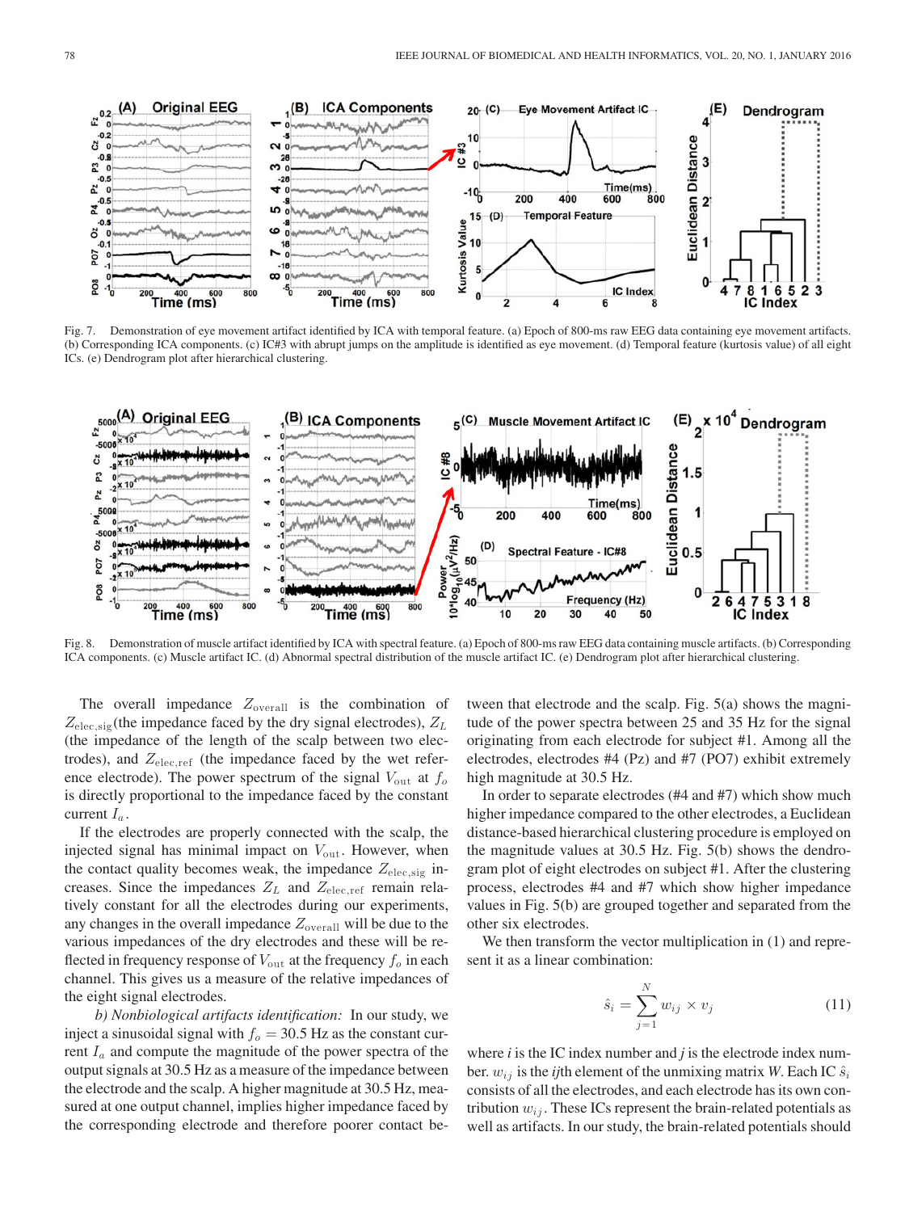Fig. 7. Demonstration of eye movement artifact identified by ICA with temporal feature. (a) Epoch of 800-ms raw EEG data containing eye movement artifacts. (b) Corresponding ICA components. (c) IC#3 with abrupt jumps on the amplitude is identified as eye movement. (d) Temporal feature (kurtosis value) of all eight ICs. (e) Dendrogram plot after hierarchical clustering.

Fig. 8. Demonstration of muscle artifact identified by ICA with spectral feature. (a) Epoch of 800-ms raw EEG data containing muscle artifacts. (b) Corresponding ICA components. (c) Muscle artifact IC. (d) Abnormal spectral distribution of the muscle artifact IC. (e) Dendrogram plot after hierarchical clustering.

The overall impedance $Z_{\text{overall}}$ is the combination of $Z_{\text{elec,sig}}$ (the impedance faced by the dry signal electrodes), $Z_L$ (the impedance of the length of the scalp between two electrodes), and $Z_{\text{elec,ref}}$ (the impedance faced by the wet reference electrode). The power spectrum of the signal $V_{\text{out}}$ at $f_o$ is directly proportional to the impedance faced by the constant current $I_a$.

If the electrodes are properly connected with the scalp, the injected signal has minimal impact on $V_{\text{out}}$. However, when the contact quality becomes weak, the impedance $Z_{\text{elec,sig}}$ increases. Since the impedances $Z_L$ and $Z_{\text{elec,ref}}$ remain relatively constant for all the electrodes during our experiments, any changes in the overall impedance $Z_{\text{overall}}$ will be due to the various impedances of the dry electrodes and these will be reflected in frequency response of $V_{\text{out}}$ at the frequency $f_o$ in each channel. This gives us a measure of the relative impedances of the eight signal electrodes.

*b) Nonbiological artifacts identification:* In our study, we inject a sinusoidal signal with $f_o = 30.5$ Hz as the constant current $I_a$ and compute the magnitude of the power spectra of the output signals at 30.5 Hz as a measure of the impedance between the electrode and the scalp. A higher magnitude at 30.5 Hz, measured at one output channel, implies higher impedance faced by the corresponding electrode and therefore poorer contact between that electrode and the scalp. Fig. 5(a) shows the magnitude of the power spectra between 25 and 35 Hz for the signal originating from each electrode for subject #1. Among all the electrodes, electrodes #4 (Pz) and #7 (PO7) exhibit extremely high magnitude at 30.5 Hz.

In order to separate electrodes (#4 and #7) which show much higher impedance compared to the other electrodes, a Euclidean distance-based hierarchical clustering procedure is employed on the magnitude values at 30.5 Hz. Fig. 5(b) shows the dendrogram plot of eight electrodes on subject #1. After the clustering process, electrodes #4 and #7 which show higher impedance values in Fig. 5(b) are grouped together and separated from the other six electrodes.

We then transform the vector multiplication in (1) and represent it as a linear combination:

$$\hat{s}_i = \sum_{j=1}^{N} w_{ij} \times v_j \tag{11}$$

where *i* is the IC index number and *j* is the electrode index number. $w_{ij}$ is the *ij*th element of the unmixing matrix *W*. Each IC $\hat{s}_i$ consists of all the electrodes, and each electrode has its own contribution $w_{ij}$. These ICs represent the brain-related potentials as well as artifacts. In our study, the brain-related potentials should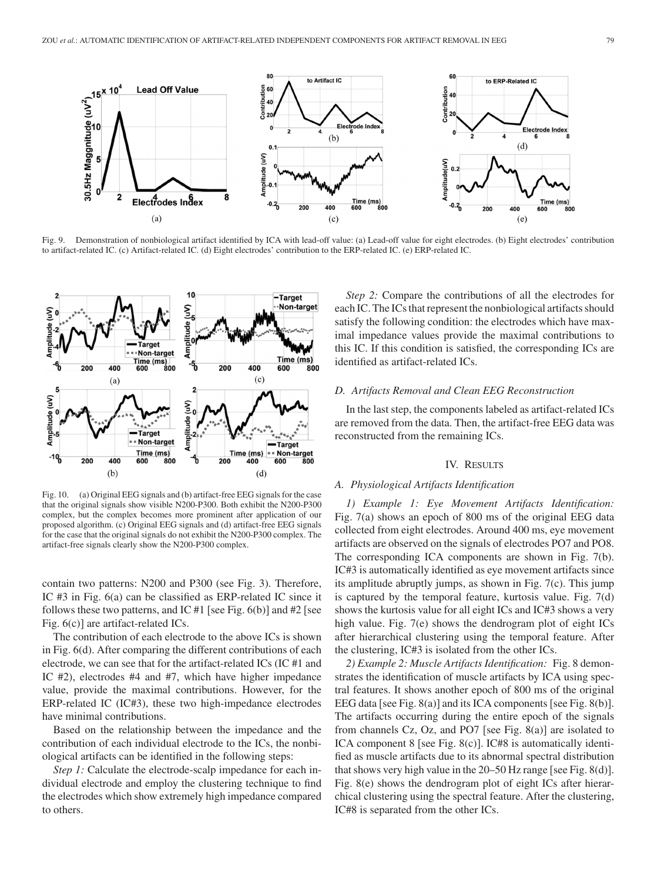Fig. 9. Demonstration of nonbiological artifact identified by ICA with lead-off value: (a) Lead-off value for eight electrodes. (b) Eight electrodes' contribution to artifact-related IC. (c) Artifact-related IC. (d) Eight electrodes' contribution to the ERP-related IC. (e) ERP-related IC.

Fig. 10. (a) Original EEG signals and (b) artifact-free EEG signals for the case that the original signals show visible N200-P300. Both exhibit the N200-P300 complex, but the complex becomes more prominent after application of our proposed algorithm. (c) Original EEG signals and (d) artifact-free EEG signals for the case that the original signals do not exhibit the N200-P300 complex. The artifact-free signals clearly show the N200-P300 complex.

contain two patterns: N200 and P300 (see Fig. 3). Therefore, IC #3 in Fig. 6(a) can be classified as ERP-related IC since it follows these two patterns, and IC #1 [see Fig. 6(b)] and #2 [see Fig. 6(c)] are artifact-related ICs.

The contribution of each electrode to the above ICs is shown in Fig. 6(d). After comparing the different contributions of each electrode, we can see that for the artifact-related ICs (IC #1 and IC #2), electrodes #4 and #7, which have higher impedance value, provide the maximal contributions. However, for the ERP-related IC (IC#3), these two high-impedance electrodes have minimal contributions.

Based on the relationship between the impedance and the contribution of each individual electrode to the ICs, the nonbiological artifacts can be identified in the following steps:

*Step 1:* Calculate the electrode-scalp impedance for each individual electrode and employ the clustering technique to find the electrodes which show extremely high impedance compared to others.

*Step 2:* Compare the contributions of all the electrodes for each IC. The ICs that represent the nonbiological artifacts should satisfy the following condition: the electrodes which have maximal impedance values provide the maximal contributions to this IC. If this condition is satisfied, the corresponding ICs are identified as artifact-related ICs.

### D. Artifacts Removal and Clean EEG Reconstruction

In the last step, the components labeled as artifact-related ICs are removed from the data. Then, the artifact-free EEG data was reconstructed from the remaining ICs.

## IV. Results

### A. Physiological Artifacts Identification

*1) Example 1: Eye Movement Artifacts Identification:* Fig. 7(a) shows an epoch of 800 ms of the original EEG data collected from eight electrodes. Around 400 ms, eye movement artifacts are observed on the signals of electrodes PO7 and PO8. The corresponding ICA components are shown in Fig. 7(b). IC#3 is automatically identified as eye movement artifacts since its amplitude abruptly jumps, as shown in Fig. 7(c). This jump is captured by the temporal feature, kurtosis value. Fig. 7(d) shows the kurtosis value for all eight ICs and IC#3 shows a very high value. Fig. 7(e) shows the dendrogram plot of eight ICs after hierarchical clustering using the temporal feature. After the clustering, IC#3 is isolated from the other ICs.

*2) Example 2: Muscle Artifacts Identification:* Fig. 8 demonstrates the identification of muscle artifacts by ICA using spectral features. It shows another epoch of 800 ms of the original EEG data [see Fig. 8(a)] and its ICA components [see Fig. 8(b)]. The artifacts occurring during the entire epoch of the signals from channels Cz, Oz, and PO7 [see Fig. 8(a)] are isolated to ICA component 8 [see Fig. 8(c)]. IC#8 is automatically identified as muscle artifacts due to its abnormal spectral distribution that shows very high value in the 20–50 Hz range [see Fig. 8(d)]. Fig. 8(e) shows the dendrogram plot of eight ICs after hierarchical clustering using the spectral feature. After the clustering, IC#8 is separated from the other ICs.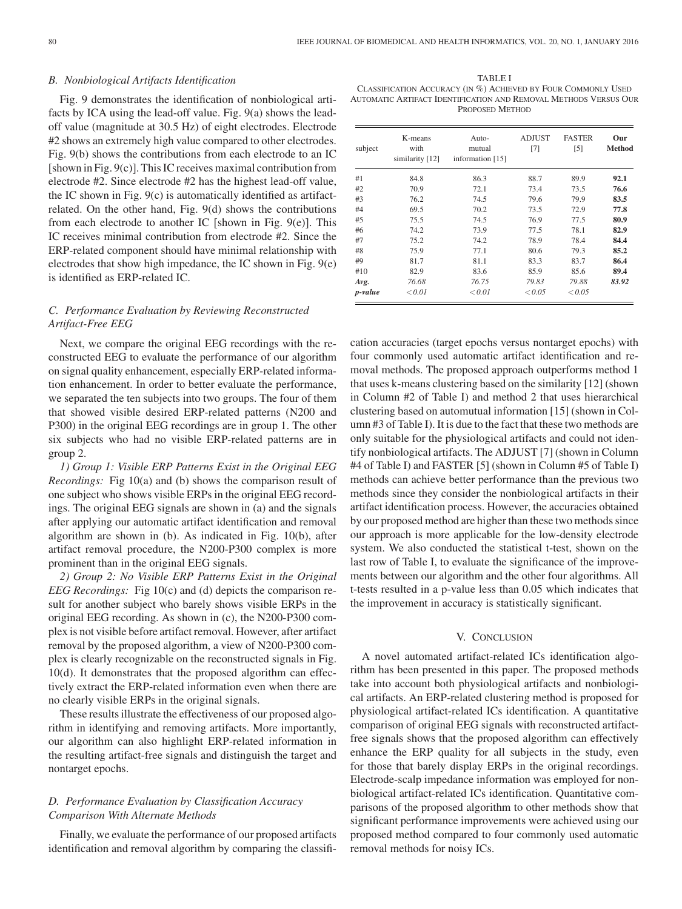### B. Nonbiological Artifacts Identification

Fig. 9 demonstrates the identification of nonbiological artifacts by ICA using the lead-off value. Fig. 9(a) shows the lead-off value (magnitude at 30.5 Hz) of eight electrodes. Electrode #2 shows an extremely high value compared to other electrodes. Fig. 9(b) shows the contributions from each electrode to an IC [shown in Fig. 9(c)]. This IC receives maximal contribution from electrode #2. Since electrode #2 has the highest lead-off value, the IC shown in Fig. 9(c) is automatically identified as artifact-related. On the other hand, Fig. 9(d) shows the contributions from each electrode to another IC [shown in Fig. 9(e)]. This IC receives minimal contribution from electrode #2. Since the ERP-related component should have minimal relationship with electrodes that show high impedance, the IC shown in Fig. 9(e) is identified as ERP-related IC.

### C. Performance Evaluation by Reviewing Reconstructed Artifact-Free EEG

Next, we compare the original EEG recordings with the reconstructed EEG to evaluate the performance of our algorithm on signal quality enhancement, especially ERP-related information enhancement. In order to better evaluate the performance, we separated the ten subjects into two groups. The four of them that showed visible desired ERP-related patterns (N200 and P300) in the original EEG recordings are in group 1. The other six subjects who had no visible ERP-related patterns are in group 2.

*1) Group 1: Visible ERP Patterns Exist in the Original EEG Recordings:* Fig 10(a) and (b) shows the comparison result of one subject who shows visible ERPs in the original EEG recordings. The original EEG signals are shown in (a) and the signals after applying our automatic artifact identification and removal algorithm are shown in (b). As indicated in Fig. 10(b), after artifact removal procedure, the N200-P300 complex is more prominent than in the original EEG signals.

*2) Group 2: No Visible ERP Patterns Exist in the Original EEG Recordings:* Fig 10(c) and (d) depicts the comparison result for another subject who barely shows visible ERPs in the original EEG recording. As shown in (c), the N200-P300 complex is not visible before artifact removal. However, after artifact removal by the proposed algorithm, a view of N200-P300 complex is clearly recognizable on the reconstructed signals in Fig. 10(d). It demonstrates that the proposed algorithm can effectively extract the ERP-related information even when there are no clearly visible ERPs in the original signals.

These results illustrate the effectiveness of our proposed algorithm in identifying and removing artifacts. More importantly, our algorithm can also highlight ERP-related information in the resulting artifact-free signals and distinguish the target and nontarget epochs.

### D. Performance Evaluation by Classification Accuracy Comparison With Alternate Methods

Finally, we evaluate the performance of our proposed artifacts identification and removal algorithm by comparing the classification accuracies (target epochs versus nontarget epochs) with four commonly used automatic artifact identification and removal methods. The proposed approach outperforms method 1 that uses k-means clustering based on the similarity [12] (shown in Column #2 of Table I) and method 2 that uses hierarchical clustering based on automutual information [15] (shown in Column #3 of Table I). It is due to the fact that these two methods are only suitable for the physiological artifacts and could not identify nonbiological artifacts. The ADJUST [7] (shown in Column #4 of Table I) and FASTER [5] (shown in Column #5 of Table I) methods can achieve better performance than the previous two methods since they consider the nonbiological artifacts in their artifact identification process. However, the accuracies obtained by our proposed method are higher than these two methods since our approach is more applicable for the low-density electrode system. We also conducted the statistical t-test, shown on the last row of Table I, to evaluate the significance of the improvements between our algorithm and the other four algorithms. All t-tests resulted in a p-value less than 0.05 which indicates that the improvement in accuracy is statistically significant.

TABLE I
CLASSIFICATION ACCURACY (IN %) ACHIEVED BY FOUR COMMONLY USED AUTOMATIC ARTIFACT IDENTIFICATION AND REMOVAL METHODS VERSUS OUR PROPOSED METHOD

| subject | K-means with similarity [12] | Auto-mutual information [15] | ADJUST [7] | FASTER [5] | **Our Method** |
|---|---|---|---|---|---|
| #1 | 84.8 | 86.3 | 88.7 | 89.9 | **92.1** |
| #2 | 70.9 | 72.1 | 73.4 | 73.5 | **76.6** |
| #3 | 76.2 | 74.5 | 79.6 | 79.9 | **83.5** |
| #4 | 69.5 | 70.2 | 73.5 | 72.9 | **77.8** |
| #5 | 75.5 | 74.5 | 76.9 | 77.5 | **80.9** |
| #6 | 74.2 | 73.9 | 77.5 | 78.1 | **82.9** |
| #7 | 75.2 | 74.2 | 78.9 | 78.4 | **84.4** |
| #8 | 75.9 | 77.1 | 80.6 | 79.3 | **85.2** |
| #9 | 81.7 | 81.1 | 83.3 | 83.7 | **86.4** |
| #10 | 82.9 | 83.6 | 85.9 | 85.6 | **89.4** |
| ***Avg.*** | *76.68* | *76.75* | *79.83* | *79.88* | ***83.92*** |
| ***p-value*** | $< 0.01$ | $< 0.01$ | $< 0.05$ | $< 0.05$ | |

## V. CONCLUSION

A novel automated artifact-related ICs identification algorithm has been presented in this paper. The proposed methods take into account both physiological artifacts and nonbiological artifacts. An ERP-related clustering method is proposed for physiological artifact-related ICs identification. A quantitative comparison of original EEG signals with reconstructed artifact-free signals shows that the proposed algorithm can effectively enhance the ERP quality for all subjects in the study, even for those that barely display ERPs in the original recordings. Electrode-scalp impedance information was employed for nonbiological artifact-related ICs identification. Quantitative comparisons of the proposed algorithm to other methods show that significant performance improvements were achieved using our proposed method compared to four commonly used automatic removal methods for noisy ICs.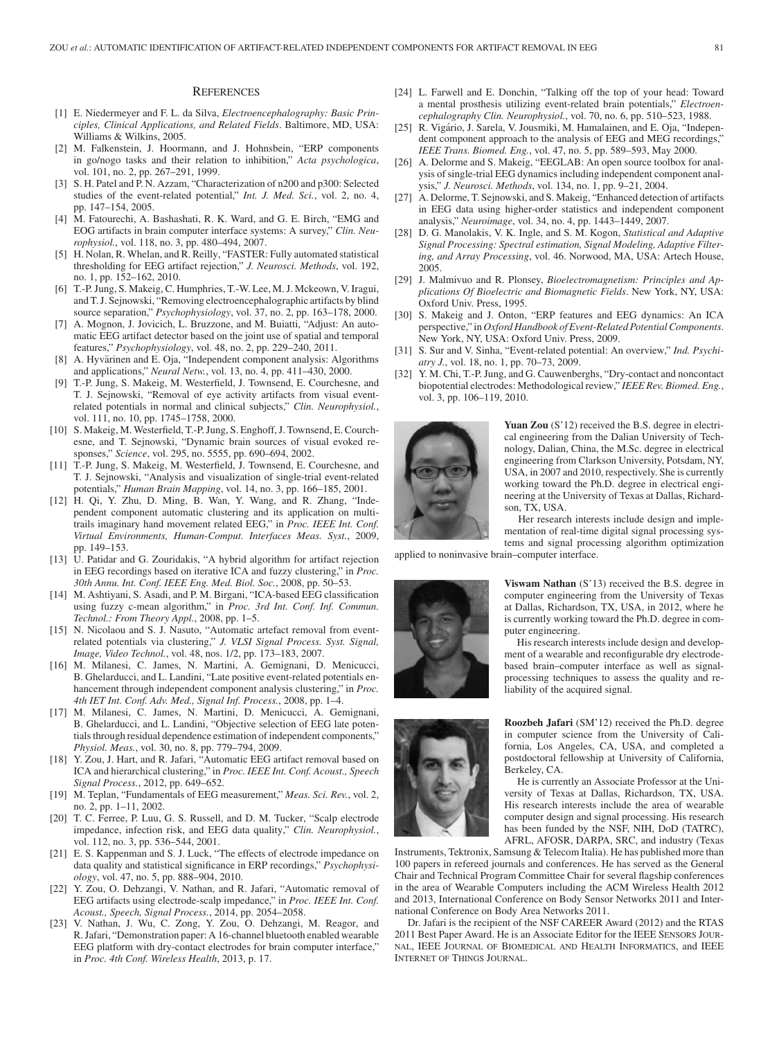## REFERENCES

[1] E. Niedermeyer and F. L. da Silva, *Electroencephalography: Basic Principles, Clinical Applications, and Related Fields*. Baltimore, MD, USA: Williams & Wilkins, 2005.

[2] M. Falkenstein, J. Hoormann, and J. Hohnsbein, "ERP components in go/nogo tasks and their relation to inhibition," *Acta psychologica*, vol. 101, no. 2, pp. 267–291, 1999.

[3] S. H. Patel and P. N. Azzam, "Characterization of n200 and p300: Selected studies of the event-related potential," *Int. J. Med. Sci.*, vol. 2, no. 4, pp. 147–154, 2005.

[4] M. Fatourechi, A. Bashashati, R. K. Ward, and G. E. Birch, "EMG and EOG artifacts in brain computer interface systems: A survey," *Clin. Neurophysiol.*, vol. 118, no. 3, pp. 480–494, 2007.

[5] H. Nolan, R. Whelan, and R. Reilly, "FASTER: Fully automated statistical thresholding for EEG artifact rejection," *J. Neurosci. Methods*, vol. 192, no. 1, pp. 152–162, 2010.

[6] T.-P. Jung, S. Makeig, C. Humphries, T.-W. Lee, M. J. Mckeown, V. Iragui, and T. J. Sejnowski, "Removing electroencephalographic artifacts by blind source separation," *Psychophysiology*, vol. 37, no. 2, pp. 163–178, 2000.

[7] A. Mognon, J. Jovicich, L. Bruzzone, and M. Buiatti, "Adjust: An automatic EEG artifact detector based on the joint use of spatial and temporal features," *Psychophysiology*, vol. 48, no. 2, pp. 229–240, 2011.

[8] A. Hyvärinen and E. Oja, "Independent component analysis: Algorithms and applications," *Neural Netw.*, vol. 13, no. 4, pp. 411–430, 2000.

[9] T.-P. Jung, S. Makeig, M. Westerfield, J. Townsend, E. Courchesne, and T. J. Sejnowski, "Removal of eye activity artifacts from visual event-related potentials in normal and clinical subjects," *Clin. Neurophysiol.*, vol. 111, no. 10, pp. 1745–1758, 2000.

[10] S. Makeig, M. Westerfield, T.-P. Jung, S. Enghoff, J. Townsend, E. Courchesne, and T. Sejnowski, "Dynamic brain sources of visual evoked responses," *Science*, vol. 295, no. 5555, pp. 690–694, 2002.

[11] T.-P. Jung, S. Makeig, M. Westerfield, J. Townsend, E. Courchesne, and T. J. Sejnowski, "Analysis and visualization of single-trial event-related potentials," *Human Brain Mapping*, vol. 14, no. 3, pp. 166–185, 2001.

[12] H. Qi, Y. Zhu, D. Ming, B. Wan, Y. Wang, and R. Zhang, "Independent component automatic clustering and its application on multi-trails imaginary hand movement related EEG," in *Proc. IEEE Int. Conf. Virtual Environments, Human-Comput. Interfaces Meas. Syst.*, 2009, pp. 149–153.

[13] U. Patidar and G. Zouridakis, "A hybrid algorithm for artifact rejection in EEG recordings based on iterative ICA and fuzzy clustering," in *Proc. 30th Annu. Int. Conf. IEEE Eng. Med. Biol. Soc.*, 2008, pp. 50–53.

[14] M. Ashtiyani, S. Asadi, and P. M. Birgani, "ICA-based EEG classification using fuzzy c-mean algorithm," in *Proc. 3rd Int. Conf. Inf. Commun. Technol.: From Theory Appl.*, 2008, pp. 1–5.

[15] N. Nicolaou and S. J. Nasuto, "Automatic artefact removal from event-related potentials via clustering," *J. VLSI Signal Process. Syst. Signal, Image, Video Technol.*, vol. 48, nos. 1/2, pp. 173–183, 2007.

[16] M. Milanesi, C. James, N. Martini, A. Gemignani, D. Menicucci, B. Ghelarducci, and L. Landini, "Late positive event-related potentials enhancement through independent component analysis clustering," in *Proc. 4th IET Int. Conf. Adv. Med., Signal Inf. Process.*, 2008, pp. 1–4.

[17] M. Milanesi, C. James, N. Martini, D. Menicucci, A. Gemignani, B. Ghelarducci, and L. Landini, "Objective selection of EEG late potentials through residual dependence estimation of independent components," *Physiol. Meas.*, vol. 30, no. 8, pp. 779–794, 2009.

[18] Y. Zou, J. Hart, and R. Jafari, "Automatic EEG artifact removal based on ICA and hierarchical clustering," in *Proc. IEEE Int. Conf. Acoust., Speech Signal Process.*, 2012, pp. 649–652.

[19] M. Teplan, "Fundamentals of EEG measurement," *Meas. Sci. Rev.*, vol. 2, no. 2, pp. 1–11, 2002.

[20] T. C. Ferree, P. Luu, G. S. Russell, and D. M. Tucker, "Scalp electrode impedance, infection risk, and EEG data quality," *Clin. Neurophysiol.*, vol. 112, no. 3, pp. 536–544, 2001.

[21] E. S. Kappenman and S. J. Luck, "The effects of electrode impedance on data quality and statistical significance in ERP recordings," *Psychophysiology*, vol. 47, no. 5, pp. 888–904, 2010.

[22] Y. Zou, O. Dehzangi, V. Nathan, and R. Jafari, "Automatic removal of EEG artifacts using electrode-scalp impedance," in *Proc. IEEE Int. Conf. Acoust., Speech, Signal Process.*, 2014, pp. 2054–2058.

[23] V. Nathan, J. Wu, C. Zong, Y. Zou, O. Dehzangi, M. Reagor, and R. Jafari, "Demonstration paper: A 16-channel bluetooth enabled wearable EEG platform with dry-contact electrodes for brain computer interface," in *Proc. 4th Conf. Wireless Health*, 2013, p. 17.

[24] L. Farwell and E. Donchin, "Talking off the top of your head: Toward a mental prosthesis utilizing event-related brain potentials," *Electroencephalography Clin. Neurophysiol.*, vol. 70, no. 6, pp. 510–523, 1988.

[25] R. Vigário, J. Sarela, V. Jousmiki, M. Hamalainen, and E. Oja, "Independent component approach to the analysis of EEG and MEG recordings," *IEEE Trans. Biomed. Eng.*, vol. 47, no. 5, pp. 589–593, May 2000.

[26] A. Delorme and S. Makeig, "EEGLAB: An open source toolbox for analysis of single-trial EEG dynamics including independent component analysis," *J. Neurosci. Methods*, vol. 134, no. 1, pp. 9–21, 2004.

[27] A. Delorme, T. Sejnowski, and S. Makeig, "Enhanced detection of artifacts in EEG data using higher-order statistics and independent component analysis," *Neuroimage*, vol. 34, no. 4, pp. 1443–1449, 2007.

[28] D. G. Manolakis, V. K. Ingle, and S. M. Kogon, *Statistical and Adaptive Signal Processing: Spectral estimation, Signal Modeling, Adaptive Filtering, and Array Processing*, vol. 46. Norwood, MA, USA: Artech House, 2005.

[29] J. Malmivuo and R. Plonsey, *Bioelectromagnetism: Principles and Applications Of Bioelectric and Biomagnetic Fields*. New York, NY, USA: Oxford Univ. Press, 1995.

[30] S. Makeig and J. Onton, "ERP features and EEG dynamics: An ICA perspective," in *Oxford Handbook of Event-Related Potential Components*. New York, NY, USA: Oxford Univ. Press, 2009.

[31] S. Sur and V. Sinha, "Event-related potential: An overview," *Ind. Psychiatry J.*, vol. 18, no. 1, pp. 70–73, 2009.

[32] Y. M. Chi, T.-P. Jung, and G. Cauwenberghs, "Dry-contact and noncontact biopotential electrodes: Methodological review," *IEEE Rev. Biomed. Eng.*, vol. 3, pp. 106–119, 2010.

**Yuan Zou** (S'12) received the B.S. degree in electrical engineering from the Dalian University of Technology, Dalian, China, the M.Sc. degree in electrical engineering from Clarkson University, Potsdam, NY, USA, in 2007 and 2010, respectively. She is currently working toward the Ph.D. degree in electrical engineering at the University of Texas at Dallas, Richardson, TX, USA.

Her research interests include design and implementation of real-time digital signal processing systems and signal processing algorithm optimization applied to noninvasive brain–computer interface.

**Viswam Nathan** (S'13) received the B.S. degree in computer engineering from the University of Texas at Dallas, Richardson, TX, USA, in 2012, where he is currently working toward the Ph.D. degree in computer engineering.

His research interests include design and development of a wearable and reconfigurable dry electrode-based brain–computer interface as well as signal-processing techniques to assess the quality and reliability of the acquired signal.

**Roozbeh Jafari** (SM'12) received the Ph.D. degree in computer science from the University of California, Los Angeles, CA, USA, and completed a postdoctoral fellowship at University of California, Berkeley, CA.

He is currently an Associate Professor at the University of Texas at Dallas, Richardson, TX, USA. His research interests include the area of wearable computer design and signal processing. His research has been funded by the NSF, NIH, DoD (TATRC), AFRL, AFOSR, DARPA, SRC, and industry (Texas Instruments, Tektronix, Samsung & Telecom Italia). He has published more than 100 papers in refereed journals and conferences. He has served as the General Chair and Technical Program Committee Chair for several flagship conferences in the area of Wearable Computers including the ACM Wireless Health 2012 and 2013, International Conference on Body Sensor Networks 2011 and International Conference on Body Area Networks 2011.

Dr. Jafari is the recipient of the NSF CAREER Award (2012) and the RTAS 2011 Best Paper Award. He is an Associate Editor for the IEEE SENSORS JOURNAL, IEEE JOURNAL OF BIOMEDICAL AND HEALTH INFORMATICS, and IEEE INTERNET OF THINGS JOURNAL.